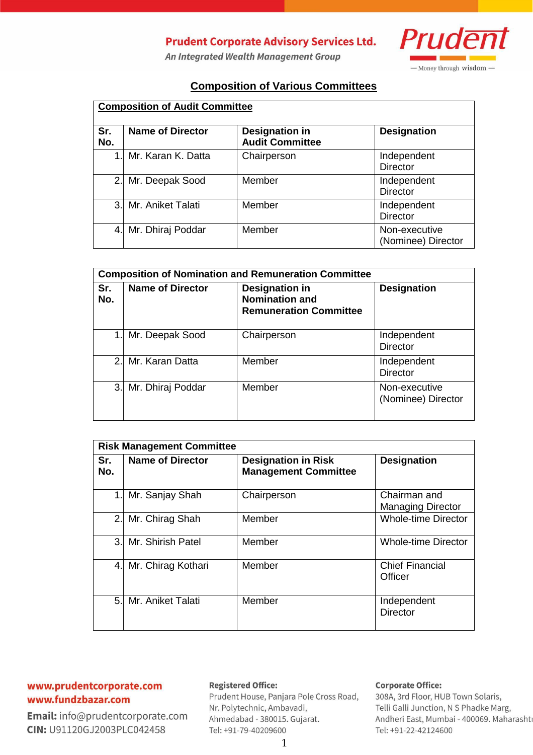# Composition of Various Committees

## Composition of Audit Committee

| Sr. No. | Name of Director | Designation in Audit Committee | Designation |
|---|---|---|---|
| 1. | Mr. Karan K. Datta | Chairperson | Independent Director |
| 2. | Mr. Deepak Sood | Member | Independent Director |
| 3. | Mr. Aniket Talati | Member | Independent Director |
| 4. | Mr. Dhiraj Poddar | Member | Non-executive (Nominee) Director |

## Composition of Nomination and Remuneration Committee

| Sr. No. | Name of Director | Designation in Nomination and Remuneration Committee | Designation |
|---|---|---|---|
| 1. | Mr. Deepak Sood | Chairperson | Independent Director |
| 2. | Mr. Karan Datta | Member | Independent Director |
| 3. | Mr. Dhiraj Poddar | Member | Non-executive (Nominee) Director |

## Risk Management Committee

| Sr. No. | Name of Director | Designation in Risk Management Committee | Designation |
|---|---|---|---|
| 1. | Mr. Sanjay Shah | Chairperson | Chairman and Managing Director |
| 2. | Mr. Chirag Shah | Member | Whole-time Director |
| 3. | Mr. Shirish Patel | Member | Whole-time Director |
| 4. | Mr. Chirag Kothari | Member | Chief Financial Officer |
| 5. | Mr. Aniket Talati | Member | Independent Director |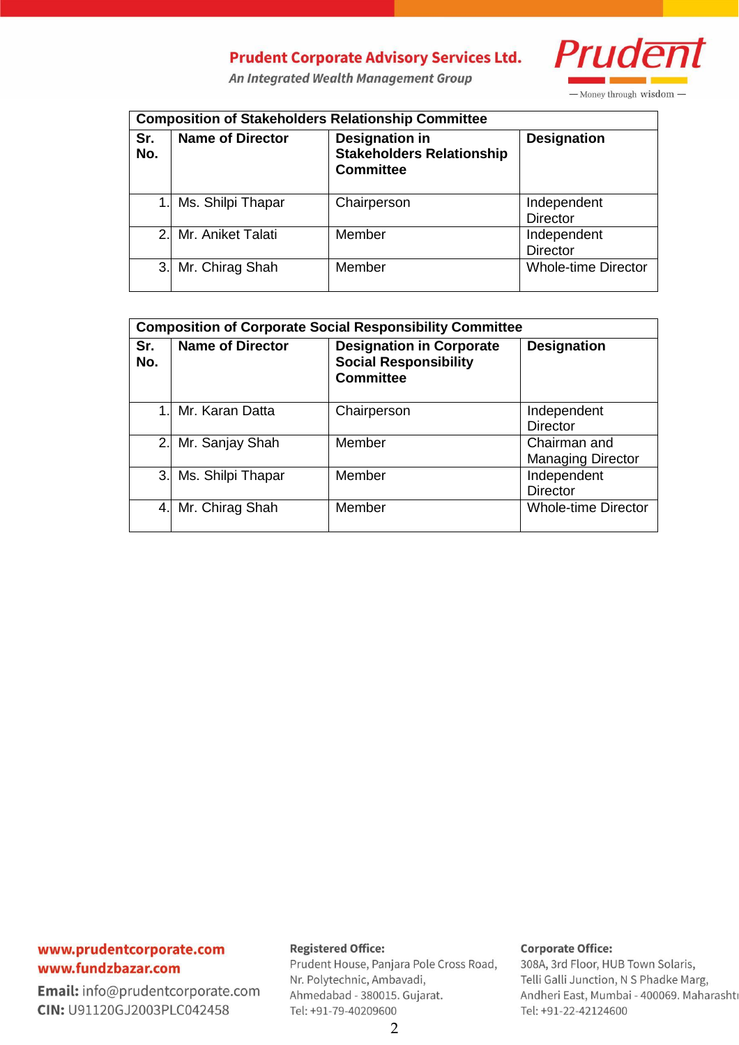| Composition of Stakeholders Relationship Committee | | | |
|---|---|---|---|
| **Sr. No.** | **Name of Director** | **Designation in Stakeholders Relationship Committee** | **Designation** |
| 1. | Ms. Shilpi Thapar | Chairperson | Independent Director |
| 2. | Mr. Aniket Talati | Member | Independent Director |
| 3. | Mr. Chirag Shah | Member | Whole-time Director |

| Composition of Corporate Social Responsibility Committee | | | |
|---|---|---|---|
| **Sr. No.** | **Name of Director** | **Designation in Corporate Social Responsibility Committee** | **Designation** |
| 1. | Mr. Karan Datta | Chairperson | Independent Director |
| 2. | Mr. Sanjay Shah | Member | Chairman and Managing Director |
| 3. | Ms. Shilpi Thapar | Member | Independent Director |
| 4. | Mr. Chirag Shah | Member | Whole-time Director |